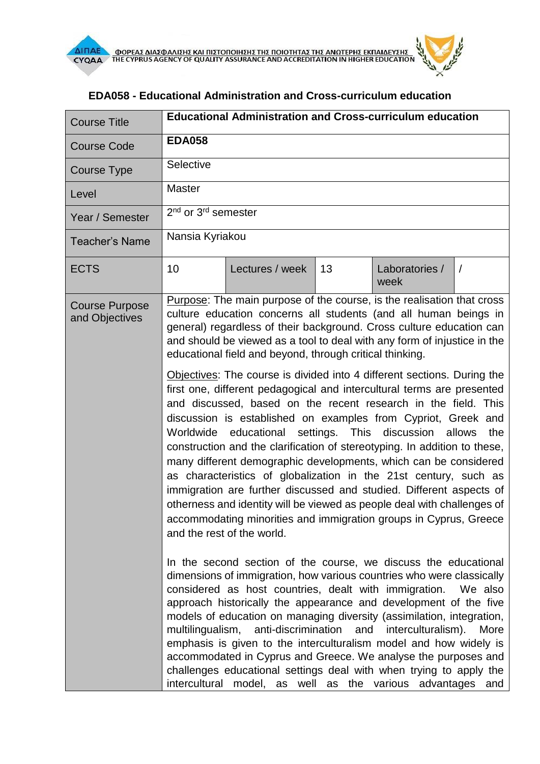# EDA058 - Educational Administration and Cross-curriculum education

| Course Title | **Educational Administration and Cross-curriculum education** | | | | |
|---|---|---|---|---|---|
| Course Code | **EDA058** | | | | |
| Course Type | Selective | | | | |
| Level | Master | | | | |
| Year / Semester | 2nd or 3rd semester | | | | |
| Teacher's Name | Nansia Kyriakou | | | | |
| ECTS | 10 | Lectures / week | 13 | Laboratories / week | / |
| Course Purpose and Objectives | Purpose: The main purpose of the course, is the realisation that cross culture education concerns all students (and all human beings in general) regardless of their background. Cross culture education can and should be viewed as a tool to deal with any form of injustice in the educational field and beyond, through critical thinking.<br><br>Objectives: The course is divided into 4 different sections. During the first one, different pedagogical and intercultural terms are presented and discussed, based on the recent research in the field. This discussion is established on examples from Cypriot, Greek and Worldwide educational settings. This discussion allows the construction and the clarification of stereotyping. In addition to these, many different demographic developments, which can be considered as characteristics of globalization in the 21st century, such as immigration are further discussed and studied. Different aspects of otherness and identity will be viewed as people deal with challenges of accommodating minorities and immigration groups in Cyprus, Greece and the rest of the world.<br><br>In the second section of the course, we discuss the educational dimensions of immigration, how various countries who were classically considered as host countries, dealt with immigration. We also approach historically the appearance and development of the five models of education on managing diversity (assimilation, integration, multilingualism, anti-discrimination and interculturalism). More emphasis is given to the interculturalism model and how widely is accommodated in Cyprus and Greece. We analyse the purposes and challenges educational settings deal with when trying to apply the intercultural model, as well as the various advantages and | | | | |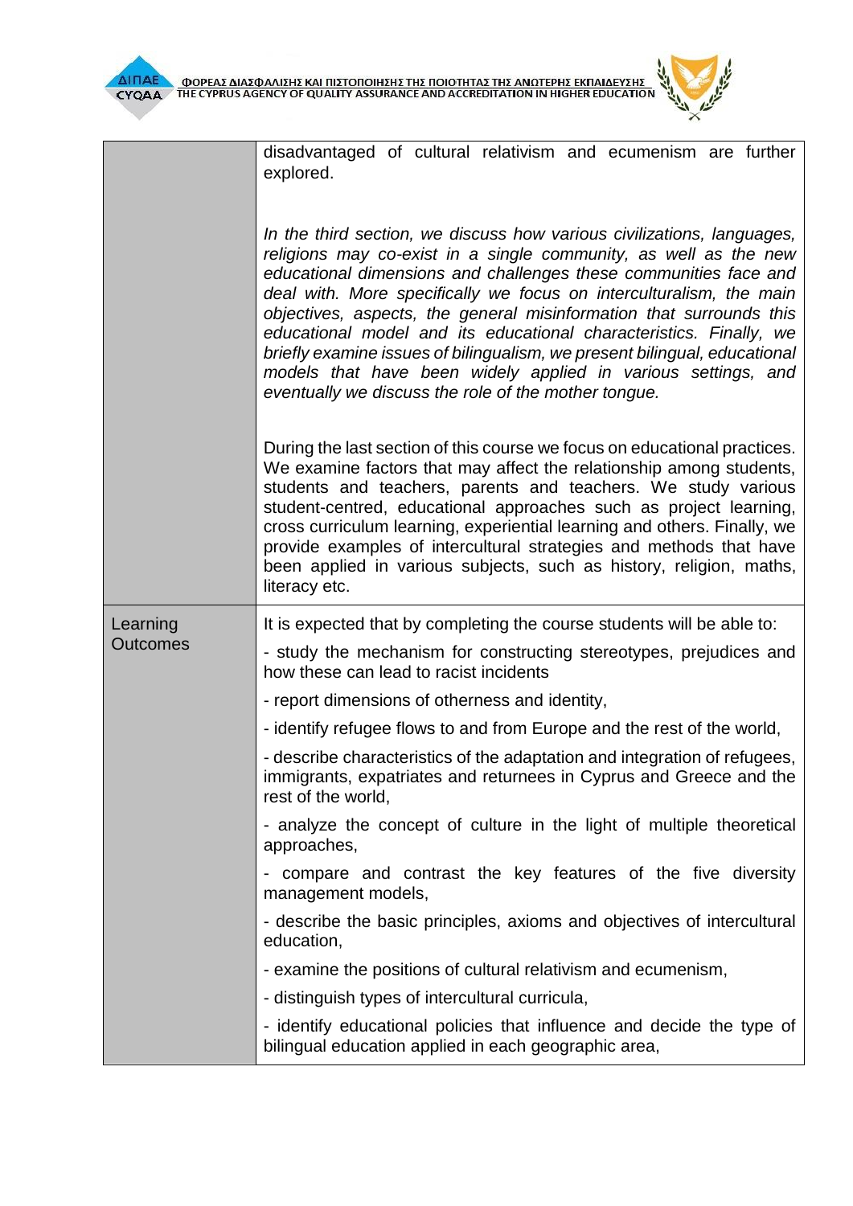|  |  |
|---|---|
|  | disadvantaged of cultural relativism and ecumenism are further explored.<br><br>*In the third section, we discuss how various civilizations, languages, religions may co-exist in a single community, as well as the new educational dimensions and challenges these communities face and deal with. More specifically we focus on interculturalism, the main objectives, aspects, the general misinformation that surrounds this educational model and its educational characteristics. Finally, we briefly examine issues of bilingualism, we present bilingual, educational models that have been widely applied in various settings, and eventually we discuss the role of the mother tongue.*<br><br>During the last section of this course we focus on educational practices. We examine factors that may affect the relationship among students, students and teachers, parents and teachers. We study various student-centred, educational approaches such as project learning, cross curriculum learning, experiential learning and others. Finally, we provide examples of intercultural strategies and methods that have been applied in various subjects, such as history, religion, maths, literacy etc. |
| Learning Outcomes | It is expected that by completing the course students will be able to:<br>- study the mechanism for constructing stereotypes, prejudices and how these can lead to racist incidents<br>- report dimensions of otherness and identity,<br>- identify refugee flows to and from Europe and the rest of the world,<br>- describe characteristics of the adaptation and integration of refugees, immigrants, expatriates and returnees in Cyprus and Greece and the rest of the world,<br>- analyze the concept of culture in the light of multiple theoretical approaches,<br>- compare and contrast the key features of the five diversity management models,<br>- describe the basic principles, axioms and objectives of intercultural education,<br>- examine the positions of cultural relativism and ecumenism,<br>- distinguish types of intercultural curricula,<br>- identify educational policies that influence and decide the type of bilingual education applied in each geographic area, |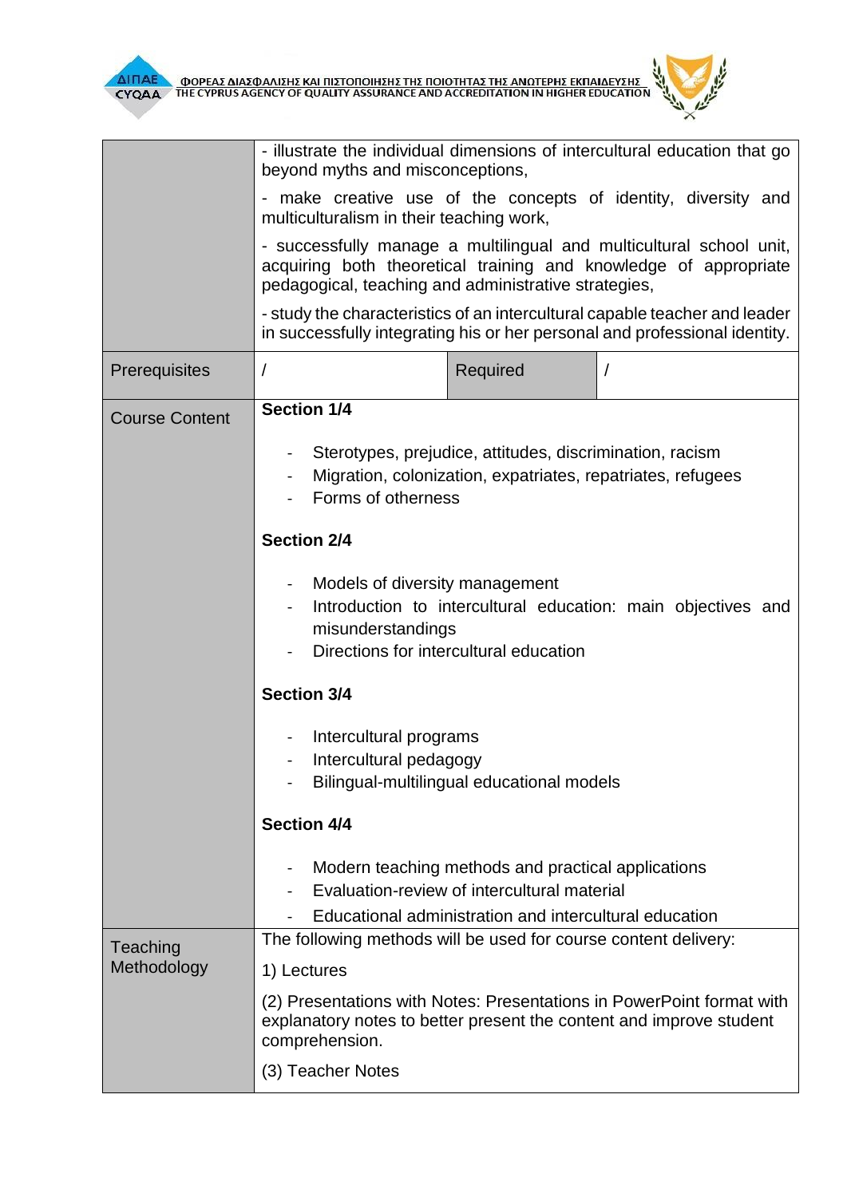| | | | |
|---|---|---|---|
| | - illustrate the individual dimensions of intercultural education that go beyond myths and misconceptions,<br><br>- make creative use of the concepts of identity, diversity and multiculturalism in their teaching work,<br><br>- successfully manage a multilingual and multicultural school unit, acquiring both theoretical training and knowledge of appropriate pedagogical, teaching and administrative strategies,<br><br>- study the characteristics of an intercultural capable teacher and leader in successfully integrating his or her personal and professional identity. | | |
| Prerequisites | / | Required | / |
| Course Content | **Section 1/4**<br><br>- Sterotypes, prejudice, attitudes, discrimination, racism<br>- Migration, colonization, expatriates, repatriates, refugees<br>- Forms of otherness<br><br>**Section 2/4**<br><br>- Models of diversity management<br>- Introduction to intercultural education: main objectives and misunderstandings<br>- Directions for intercultural education<br><br>**Section 3/4**<br><br>- Intercultural programs<br>- Intercultural pedagogy<br>- Bilingual-multilingual educational models<br><br>**Section 4/4**<br><br>- Modern teaching methods and practical applications<br>- Evaluation-review of intercultural material<br>- Educational administration and intercultural education | | |
| Teaching Methodology | The following methods will be used for course content delivery:<br><br>1) Lectures<br><br>(2) Presentations with Notes: Presentations in PowerPoint format with explanatory notes to better present the content and improve student comprehension.<br><br>(3) Teacher Notes | | |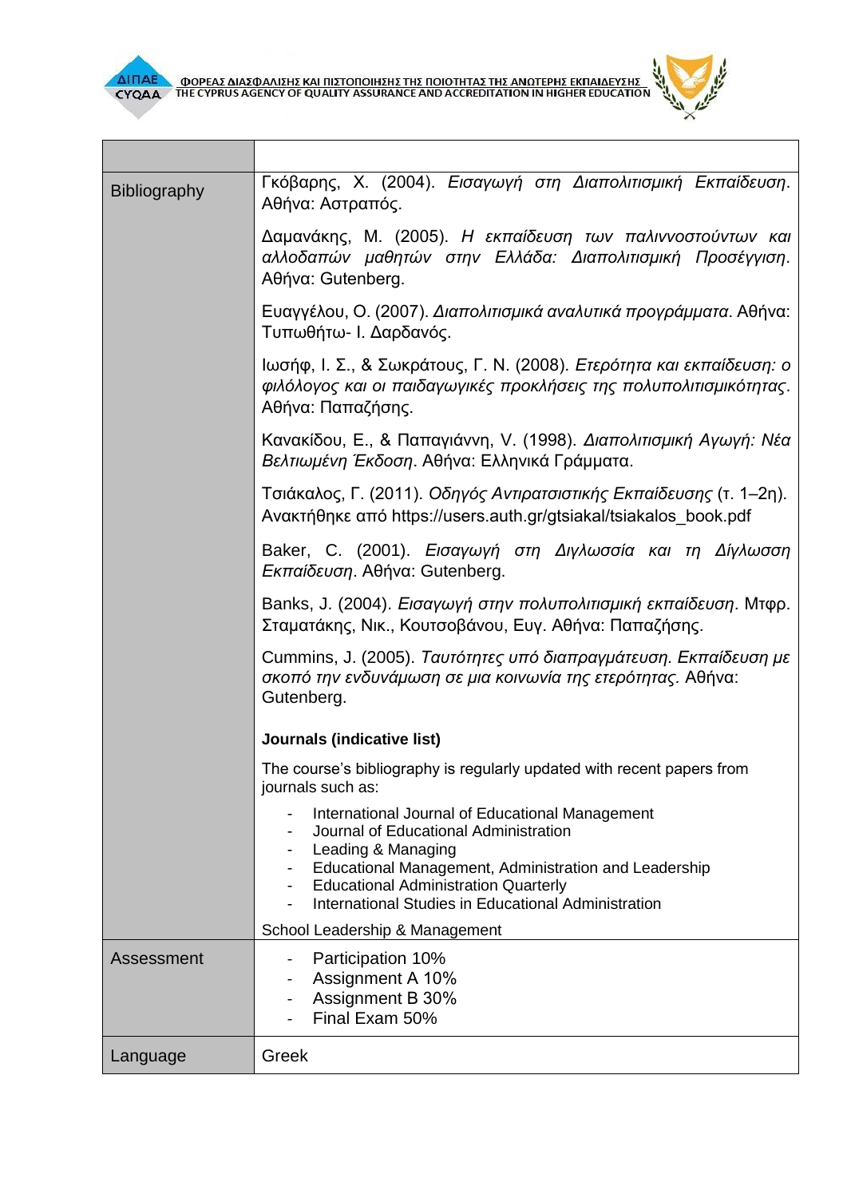| | |
|---|---|
| Bibliography | Γκόβαρης, Χ. (2004). *Εισαγωγή στη Διαπολιτισμική Εκπαίδευση*. Αθήνα: Αστραπός.<br><br>Δαμανάκης, Μ. (2005). *Η εκπαίδευση των παλιννοστούντων και αλλοδαπών μαθητών στην Ελλάδα: Διαπολιτισμική Προσέγγιση*. Αθήνα: Gutenberg.<br><br>Ευαγγέλου, Ο. (2007). *Διαπολιτισμικά αναλυτικά προγράμματα*. Αθήνα: Τυπωθήτω- Ι. Δαρδανός.<br><br>Ιωσήφ, Ι. Σ., & Σωκράτους, Γ. Ν. (2008). *Ετερότητα και εκπαίδευση: ο φιλόλογος και οι παιδαγωγικές προκλήσεις της πολυπολιτισμικότητας*. Αθήνα: Παπαζήσης.<br><br>Κανακίδου, Ε., & Παπαγιάννη, V. (1998). *Διαπολιτισμική Αγωγή: Νέα Βελτιωμένη Έκδοση*. Αθήνα: Ελληνικά Γράμματα.<br><br>Τσιάκαλος, Γ. (2011). *Οδηγός Αντιρατσιστικής Εκπαίδευσης* (τ. 1–2η). Ανακτήθηκε από https://users.auth.gr/gtsiakal/tsiakalos_book.pdf<br><br>Baker, C. (2001). *Εισαγωγή στη Διγλωσσία και τη Δίγλωσση Εκπαίδευση*. Αθήνα: Gutenberg.<br><br>Banks, J. (2004). *Εισαγωγή στην πολυπολιτισμική εκπαίδευση*. Μτφρ. Σταματάκης, Νικ., Κουτσοβάνου, Ευγ. Αθήνα: Παπαζήσης.<br><br>Cummins, J. (2005). *Ταυτότητες υπό διαπραγμάτευση. Εκπαίδευση με σκοπό την ενδυνάμωση σε μια κοινωνία της ετερότητας.* Αθήνα: Gutenberg.<br><br>**Journals (indicative list)**<br><br>The course's bibliography is regularly updated with recent papers from journals such as:<br>- International Journal of Educational Management<br>- Journal of Educational Administration<br>- Leading & Managing<br>- Educational Management, Administration and Leadership<br>- Educational Administration Quarterly<br>- International Studies in Educational Administration<br><br>School Leadership & Management |
| Assessment | - Participation 10%<br>- Assignment A 10%<br>- Assignment B 30%<br>- Final Exam 50% |
| Language | Greek |